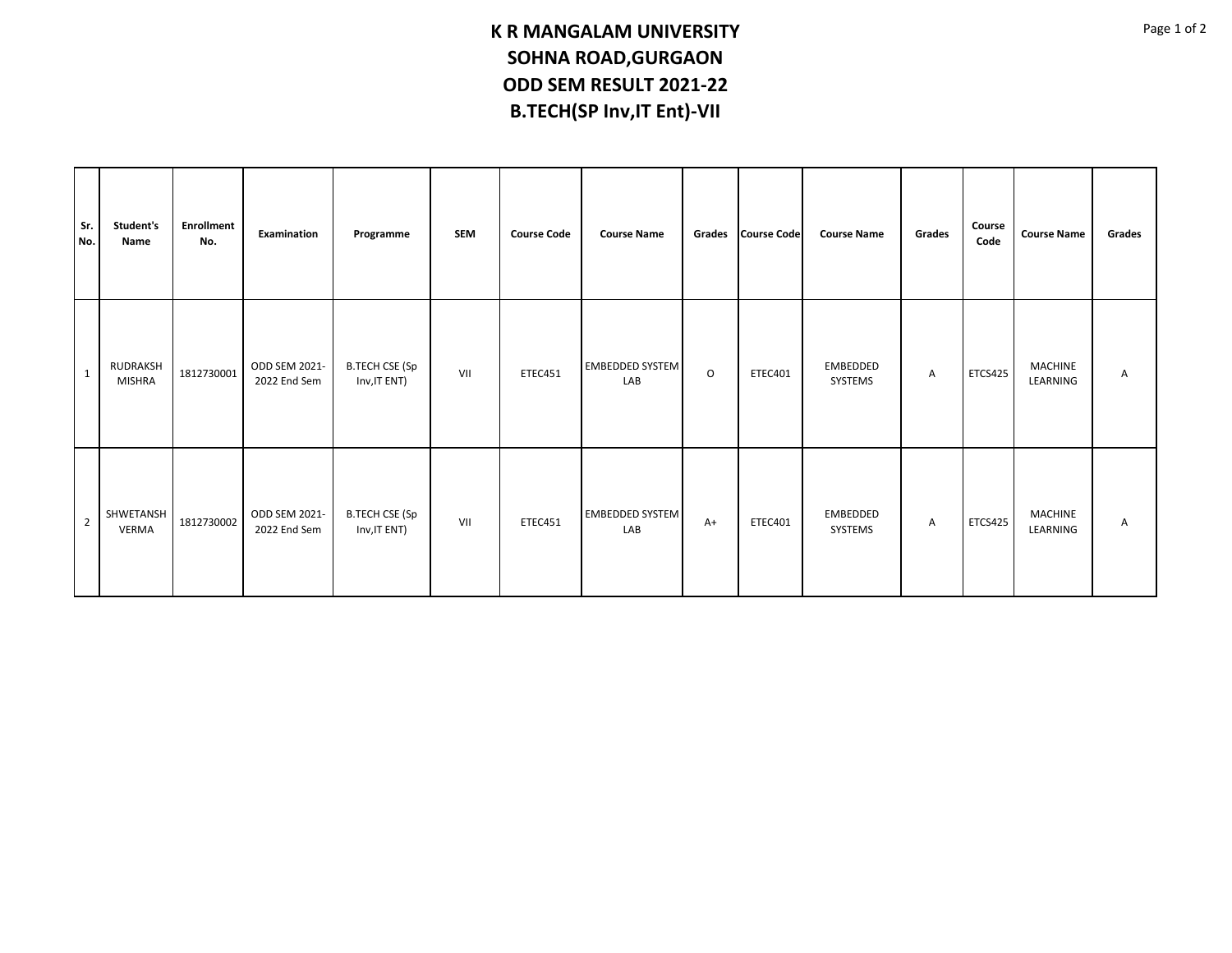# K R MANGALAM UNIVERSITY

## SOHNA ROAD,GURGAON

## ODD SEM RESULT 2021-22

## B.TECH(SP Inv,IT Ent)-VII

| Sr. No. | Student's Name | Enrollment No. | Examination | Programme | SEM | Course Code | Course Name | Grades | Course Code | Course Name | Grades | Course Code | Course Name | Grades |
|---|---|---|---|---|---|---|---|---|---|---|---|---|---|---|
| 1 | RUDRAKSH MISHRA | 1812730001 | ODD SEM 2021-2022 End Sem | B.TECH CSE (Sp Inv,IT ENT) | VII | ETEC451 | EMBEDDED SYSTEM LAB | O | ETEC401 | EMBEDDED SYSTEMS | A | ETCS425 | MACHINE LEARNING | A |
| 2 | SHWETANSH VERMA | 1812730002 | ODD SEM 2021-2022 End Sem | B.TECH CSE (Sp Inv,IT ENT) | VII | ETEC451 | EMBEDDED SYSTEM LAB | A+ | ETEC401 | EMBEDDED SYSTEMS | A | ETCS425 | MACHINE LEARNING | A |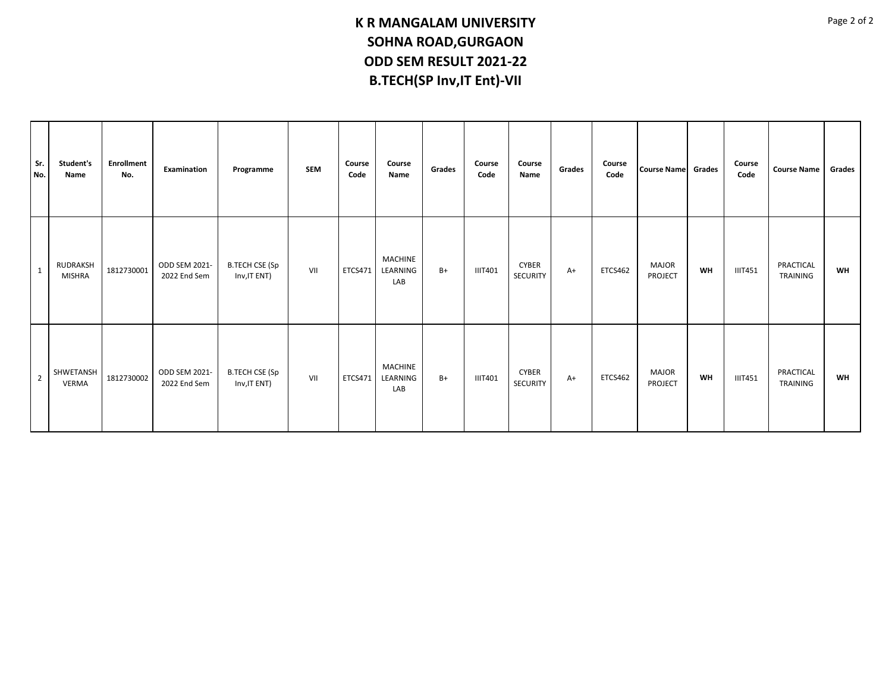# K R MANGALAM UNIVERSITY
# SOHNA ROAD,GURGAON
# ODD SEM RESULT 2021-22
# B.TECH(SP Inv,IT Ent)-VII

| Sr. No. | Student's Name | Enrollment No. | Examination | Programme | SEM | Course Code | Course Name | Grades | Course Code | Course Name | Grades | Course Code | Course Name | Grades | Course Code | Course Name | Grades |
|---|---|---|---|---|---|---|---|---|---|---|---|---|---|---|---|---|---|
| 1 | RUDRAKSH MISHRA | 1812730001 | ODD SEM 2021-2022 End Sem | B.TECH CSE (Sp Inv,IT ENT) | VII | ETCS471 | MACHINE LEARNING LAB | B+ | IIIT401 | CYBER SECURITY | A+ | ETCS462 | MAJOR PROJECT | **WH** | IIIT451 | PRACTICAL TRAINING | **WH** |
| 2 | SHWETANSH VERMA | 1812730002 | ODD SEM 2021-2022 End Sem | B.TECH CSE (Sp Inv,IT ENT) | VII | ETCS471 | MACHINE LEARNING LAB | B+ | IIIT401 | CYBER SECURITY | A+ | ETCS462 | MAJOR PROJECT | **WH** | IIIT451 | PRACTICAL TRAINING | **WH** |